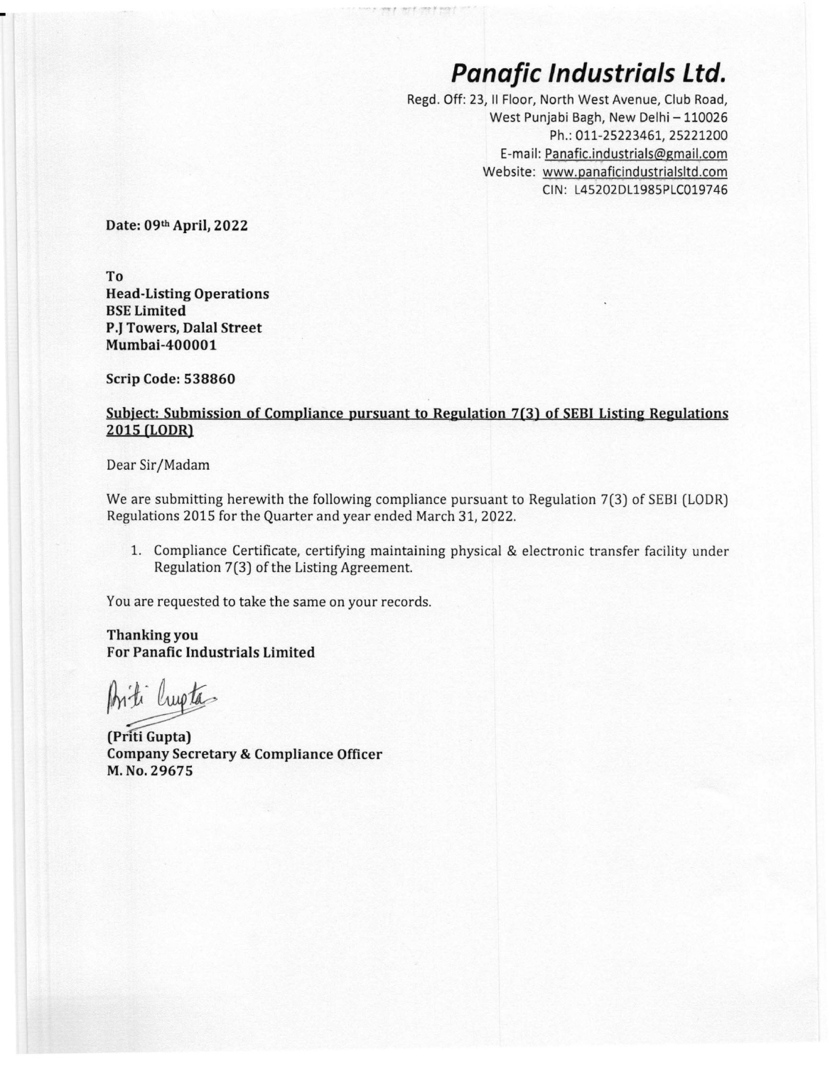# *Panafic Industrials Ltd.*

Regd. Off: 23, II Floor, North West Avenue, Club Road,
West Punjabi Bagh, New Delhi – 110026
Ph.: 011-25223461, 25221200
E-mail: Panafic.industrials@gmail.com
Website: www.panaficindustrialsltd.com
CIN: L45202DL1985PLC019746

**Date: 09th April, 2022**

**To**
**Head-Listing Operations**
**BSE Limited**
**P.J Towers, Dalal Street**
**Mumbai-400001**

**Scrip Code: 538860**

**Subject: Submission of Compliance pursuant to Regulation 7(3) of SEBI Listing Regulations 2015 (LODR)**

Dear Sir/Madam

We are submitting herewith the following compliance pursuant to Regulation 7(3) of SEBI (LODR) Regulations 2015 for the Quarter and year ended March 31, 2022.

1. Compliance Certificate, certifying maintaining physical & electronic transfer facility under Regulation 7(3) of the Listing Agreement.

You are requested to take the same on your records.

**Thanking you**
**For Panafic Industrials Limited**

Priti Gupta

**(Priti Gupta)**
**Company Secretary & Compliance Officer**
**M. No. 29675**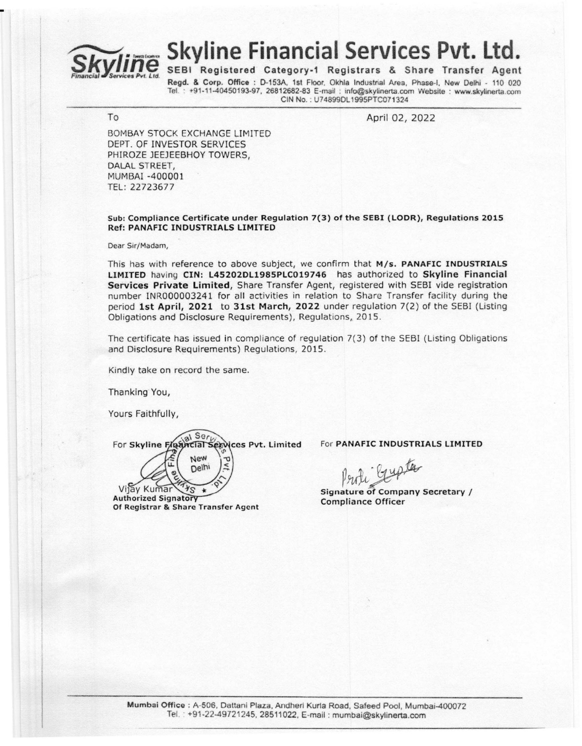# Skyline Financial Services Pvt. Ltd.

**SEBI Registered Category-1 Registrars & Share Transfer Agent**

**Regd. & Corp. Office** : D-153A, 1st Floor, Okhla Industrial Area, Phase-I, New Delhi - 110 020
Tel. : +91-11-40450193-97, 26812682-83 E-mail : info@skylinerta.com Website : www.skylinerta.com
CIN No. : U74899DL1995PTC071324

To

April 02, 2022

BOMBAY STOCK EXCHANGE LIMITED
DEPT. OF INVESTOR SERVICES
PHIROZE JEEJEEBHOY TOWERS,
DALAL STREET,
MUMBAI -400001
TEL: 22723677

**Sub: Compliance Certificate under Regulation 7(3) of the SEBI (LODR), Regulations 2015**
**Ref: PANAFIC INDUSTRIALS LIMITED**

Dear Sir/Madam,

This has with reference to above subject, we confirm that **M/s. PANAFIC INDUSTRIALS LIMITED** having **CIN: L45202DL1985PLC019746** has authorized to **Skyline Financial Services Private Limited**, Share Transfer Agent, registered with SEBI vide registration number INR000003241 for all activities in relation to Share Transfer facility during the period **1st April, 2021** to **31st March, 2022** under regulation 7(2) of the SEBI (Listing Obligations and Disclosure Requirements), Regulations, 2015.

The certificate has issued in compliance of regulation 7(3) of the SEBI (Listing Obligations and Disclosure Requirements) Regulations, 2015.

Kindly take on record the same.

Thanking You,

Yours Faithfully,

For **Skyline Financial Services Pvt. Limited**

Vijay Kumar
**Authorized Signatory**
**Of Registrar & Share Transfer Agent**

For **PANAFIC INDUSTRIALS LIMITED**

**Signature of Company Secretary / Compliance Officer**

**Mumbai Office** : A-506, Dattani Plaza, Andheri Kurla Road, Safeed Pool, Mumbai-400072
Tel. : +91-22-49721245, 28511022, E-mail : mumbai@skylinerta.com